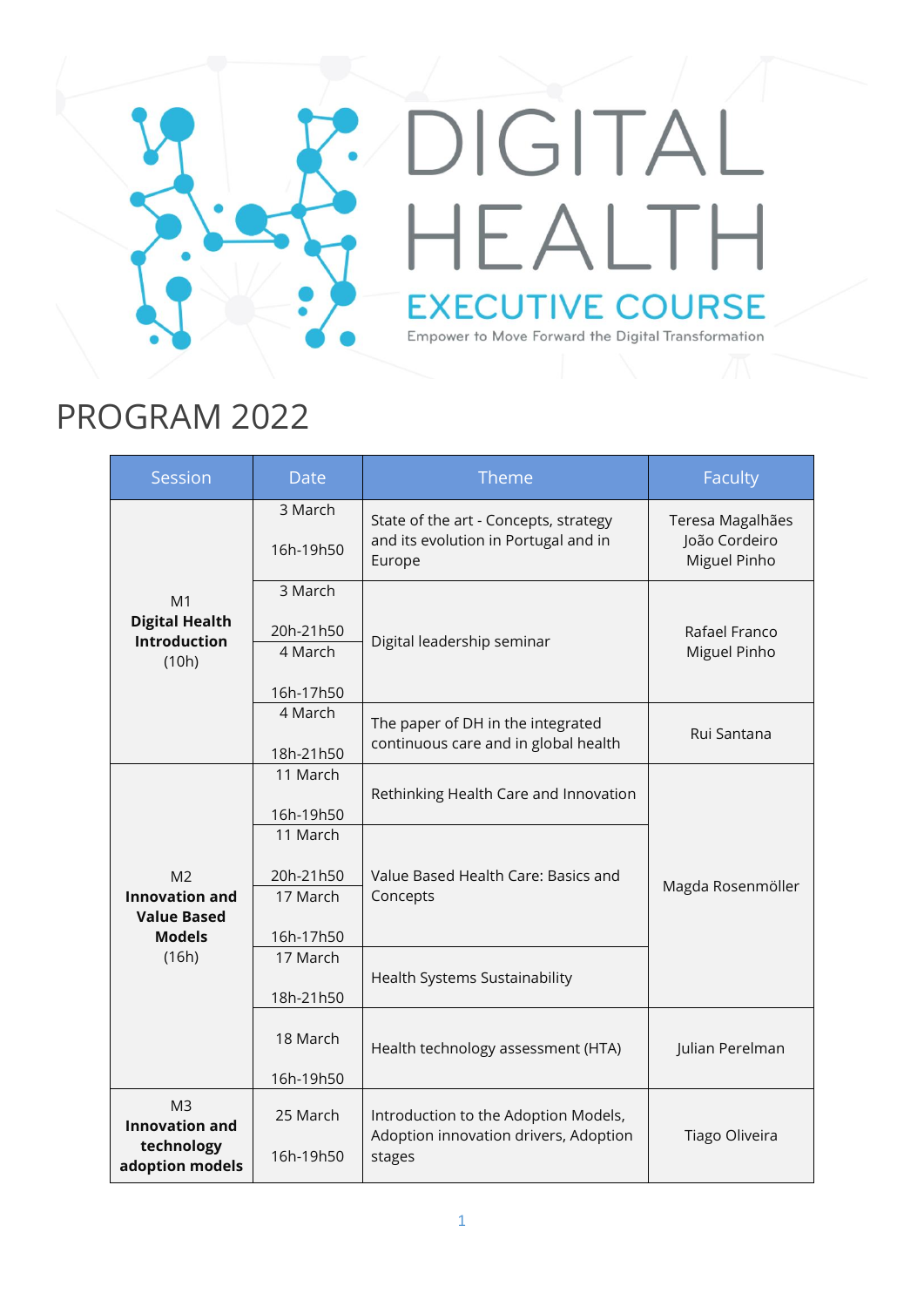# DIGITAL HEALTH

## EXECUTIVE COURSE

Empower to Move Forward the Digital Transformation

# PROGRAM 2022

| Session | Date | Theme | Faculty |
|---|---|---|---|
| M1 **Digital Health Introduction** (10h) | 3 March 16h-19h50 | State of the art - Concepts, strategy and its evolution in Portugal and in Europe | Teresa Magalhães João Cordeiro Miguel Pinho |
| | 3 March 20h-21h50 | Digital leadership seminar | Rafael Franco Miguel Pinho |
| | 4 March 16h-17h50 | | |
| | 4 March 18h-21h50 | The paper of DH in the integrated continuous care and in global health | Rui Santana |
| M2 **Innovation and Value Based Models** (16h) | 11 March 16h-19h50 | Rethinking Health Care and Innovation | Magda Rosenmöller |
| | 11 March 20h-21h50 | Value Based Health Care: Basics and Concepts | |
| | 17 March 16h-17h50 | | |
| | 17 March 18h-21h50 | Health Systems Sustainability | |
| | 18 March 16h-19h50 | Health technology assessment (HTA) | Julian Perelman |
| M3 **Innovation and technology adoption models** | 25 March 16h-19h50 | Introduction to the Adoption Models, Adoption innovation drivers, Adoption stages | Tiago Oliveira |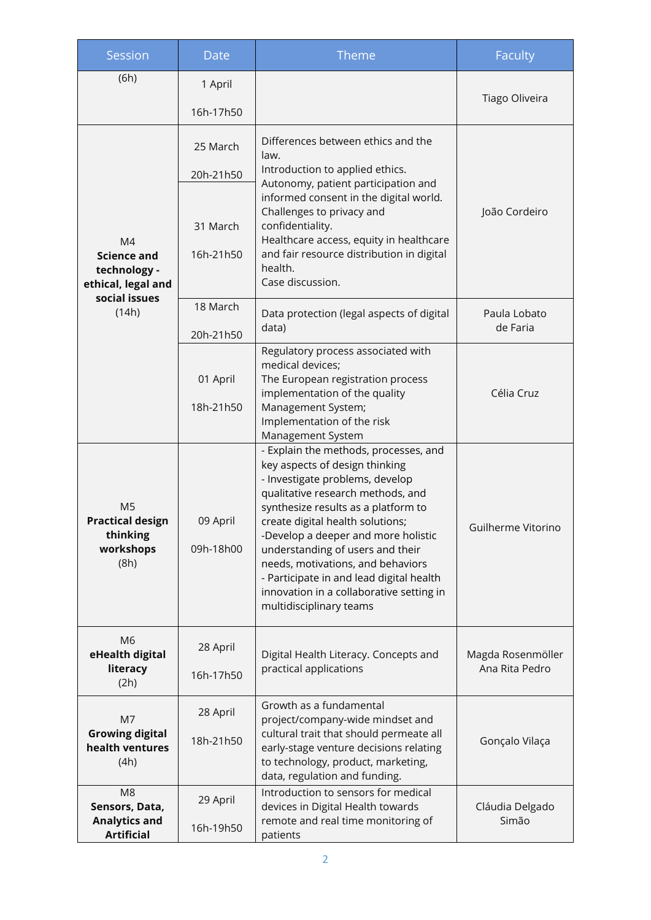| Session | Date | Theme | Faculty |
|---|---|---|---|
| (6h) | 1 April<br><br>16h-17h50 | | Tiago Oliveira |
| M4<br>**Science and technology - ethical, legal and social issues**<br>(14h) | 25 March<br><br>20h-21h50 | Differences between ethics and the law.<br>Introduction to applied ethics.<br>Autonomy, patient participation and informed consent in the digital world.<br>Challenges to privacy and confidentiality.<br>Healthcare access, equity in healthcare and fair resource distribution in digital health.<br>Case discussion. | João Cordeiro |
| | 31 March<br><br>16h-21h50 | | |
| | 18 March<br><br>20h-21h50 | Data protection (legal aspects of digital data) | Paula Lobato de Faria |
| | 01 April<br><br>18h-21h50 | Regulatory process associated with medical devices;<br>The European registration process implementation of the quality Management System;<br>Implementation of the risk Management System | Célia Cruz |
| M5<br>**Practical design thinking workshops**<br>(8h) | 09 April<br><br>09h-18h00 | - Explain the methods, processes, and key aspects of design thinking<br>- Investigate problems, develop qualitative research methods, and synthesize results as a platform to create digital health solutions;<br>-Develop a deeper and more holistic understanding of users and their needs, motivations, and behaviors<br>- Participate in and lead digital health innovation in a collaborative setting in multidisciplinary teams | Guilherme Vitorino |
| M6<br>**eHealth digital literacy**<br>(2h) | 28 April<br><br>16h-17h50 | Digital Health Literacy. Concepts and practical applications | Magda Rosenmöller<br>Ana Rita Pedro |
| M7<br>**Growing digital health ventures**<br>(4h) | 28 April<br><br>18h-21h50 | Growth as a fundamental project/company-wide mindset and cultural trait that should permeate all early-stage venture decisions relating to technology, product, marketing, data, regulation and funding. | Gonçalo Vilaça |
| M8<br>**Sensors, Data, Analytics and Artificial** | 29 April<br><br>16h-19h50 | Introduction to sensors for medical devices in Digital Health towards remote and real time monitoring of patients | Cláudia Delgado Simão |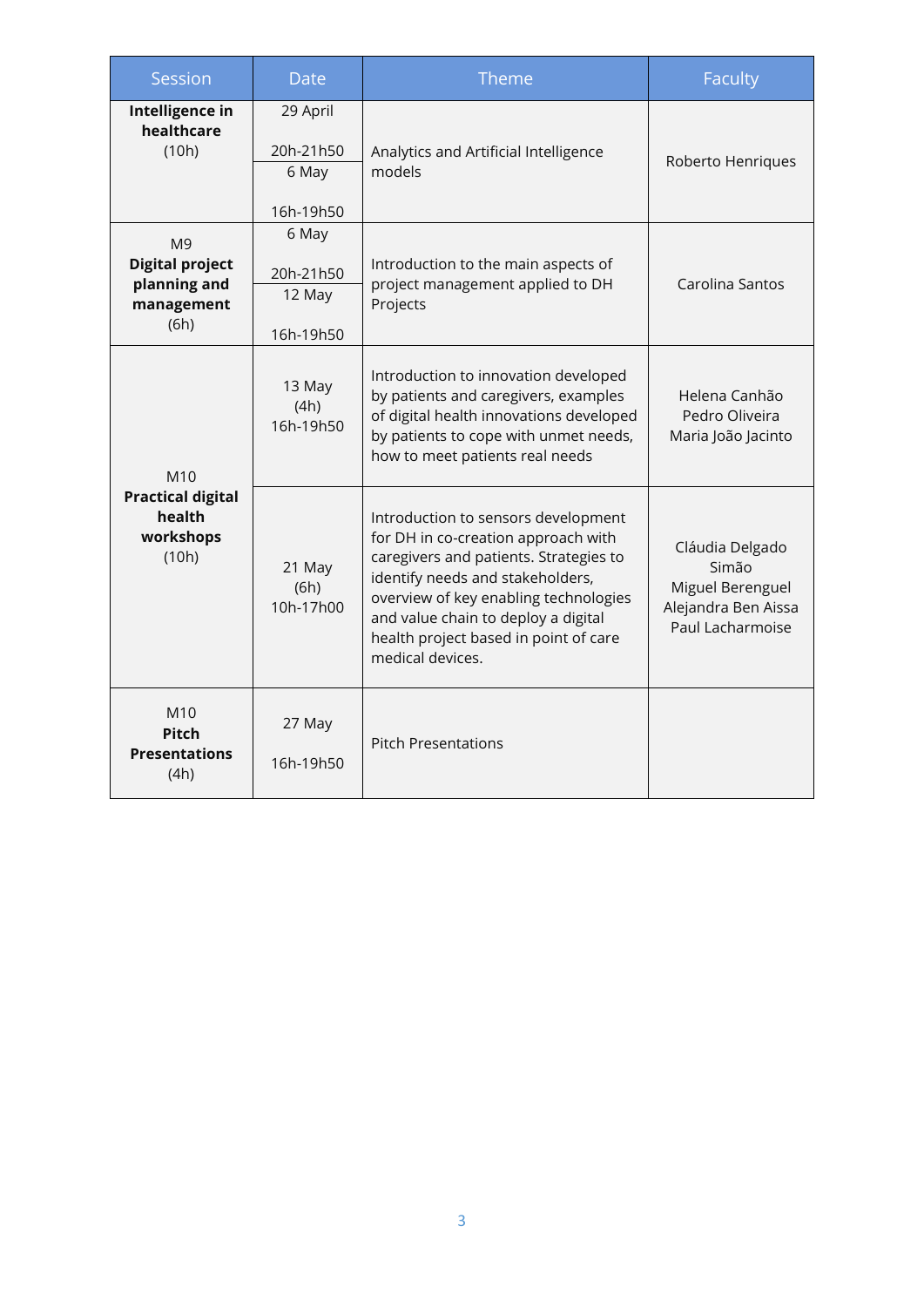| Session | Date | Theme | Faculty |
|---|---|---|---|
| **Intelligence in healthcare** (10h) | 29 April<br>20h-21h50<br>6 May<br>16h-19h50 | Analytics and Artificial Intelligence models | Roberto Henriques |
| M9 **Digital project planning and management** (6h) | 6 May<br>20h-21h50<br>12 May<br>16h-19h50 | Introduction to the main aspects of project management applied to DH Projects | Carolina Santos |
| M10 **Practical digital health workshops** (10h) | 13 May (4h) 16h-19h50 | Introduction to innovation developed by patients and caregivers, examples of digital health innovations developed by patients to cope with unmet needs, how to meet patients real needs | Helena Canhão<br>Pedro Oliveira<br>Maria João Jacinto |
| | 21 May (6h) 10h-17h00 | Introduction to sensors development for DH in co-creation approach with caregivers and patients. Strategies to identify needs and stakeholders, overview of key enabling technologies and value chain to deploy a digital health project based in point of care medical devices. | Cláudia Delgado Simão<br>Miguel Berenguel<br>Alejandra Ben Aissa<br>Paul Lacharmoise |
| M10 **Pitch Presentations** (4h) | 27 May<br>16h-19h50 | Pitch Presentations | |